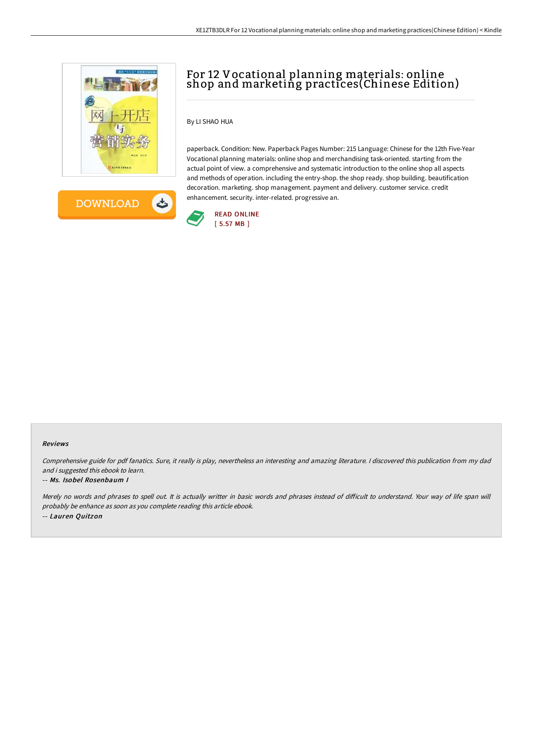# For 12 Vocational planning materials: online shop and marketing practices(Chinese Edition)

By LI SHAO HUA

paperback. Condition: New. Paperback Pages Number: 215 Language: Chinese for the 12th Five-Year Vocational planning materials: online shop and merchandising task-oriented. starting from the actual point of view. a comprehensive and systematic introduction to the online shop all aspects and methods of operation. including the entry-shop. the shop ready. shop building. beautification decoration. marketing. shop management. payment and delivery. customer service. credit enhancement. security. inter-related. progressive an.

READ ONLINE
[ 5.57 MB ]

### Reviews

*Comprehensive guide for pdf fanatics. Sure, it really is play, nevertheless an interesting and amazing literature. I discovered this publication from my dad and i suggested this ebook to learn.*

*-- Ms. Isobel Rosenbaum I*

*Merely no words and phrases to spell out. It is actually writter in basic words and phrases instead of difficult to understand. Your way of life span will probably be enhance as soon as you complete reading this article ebook.*

*-- Lauren Quitzon*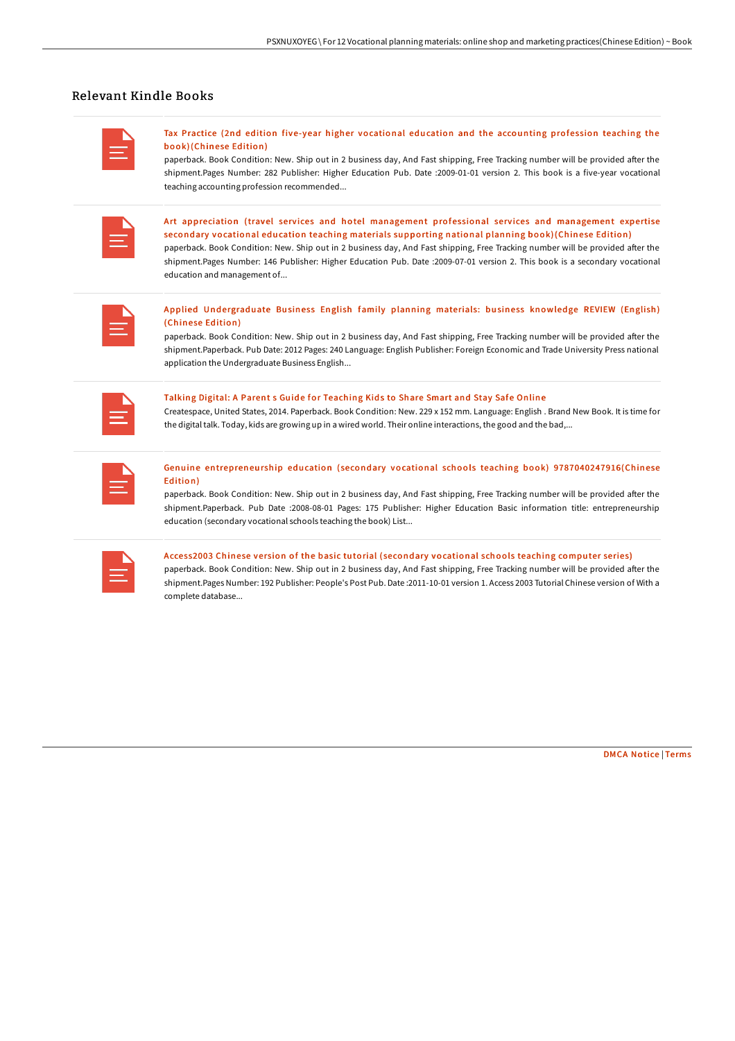## Relevant Kindle Books

Tax Practice (2nd edition five-year higher vocational education and the accounting profession teaching the book)(Chinese Edition)

paperback. Book Condition: New. Ship out in 2 business day, And Fast shipping, Free Tracking number will be provided after the shipment.Pages Number: 282 Publisher: Higher Education Pub. Date :2009-01-01 version 2. This book is a five-year vocational teaching accounting profession recommended...

Art appreciation (travel services and hotel management professional services and management expertise secondary vocational education teaching materials supporting national planning book)(Chinese Edition)

paperback. Book Condition: New. Ship out in 2 business day, And Fast shipping, Free Tracking number will be provided after the shipment.Pages Number: 146 Publisher: Higher Education Pub. Date :2009-07-01 version 2. This book is a secondary vocational education and management of...

Applied Undergraduate Business English family planning materials: business knowledge REVIEW (English)(Chinese Edition)

paperback. Book Condition: New. Ship out in 2 business day, And Fast shipping, Free Tracking number will be provided after the shipment.Paperback. Pub Date: 2012 Pages: 240 Language: English Publisher: Foreign Economic and Trade University Press national application the Undergraduate Business English...

Talking Digital: A Parent s Guide for Teaching Kids to Share Smart and Stay Safe Online

Createspace, United States, 2014. Paperback. Book Condition: New. 229 x 152 mm. Language: English . Brand New Book. It is time for the digital talk. Today, kids are growing up in a wired world. Their online interactions, the good and the bad,...

Genuine entrepreneurship education (secondary vocational schools teaching book) 9787040247916(Chinese Edition)

paperback. Book Condition: New. Ship out in 2 business day, And Fast shipping, Free Tracking number will be provided after the shipment.Paperback. Pub Date :2008-08-01 Pages: 175 Publisher: Higher Education Basic information title: entrepreneurship education (secondary vocational schools teaching the book) List...

Access2003 Chinese version of the basic tutorial (secondary vocational schools teaching computer series)

paperback. Book Condition: New. Ship out in 2 business day, And Fast shipping, Free Tracking number will be provided after the shipment.Pages Number: 192 Publisher: People's Post Pub. Date :2011-10-01 version 1. Access 2003 Tutorial Chinese version of With a complete database...